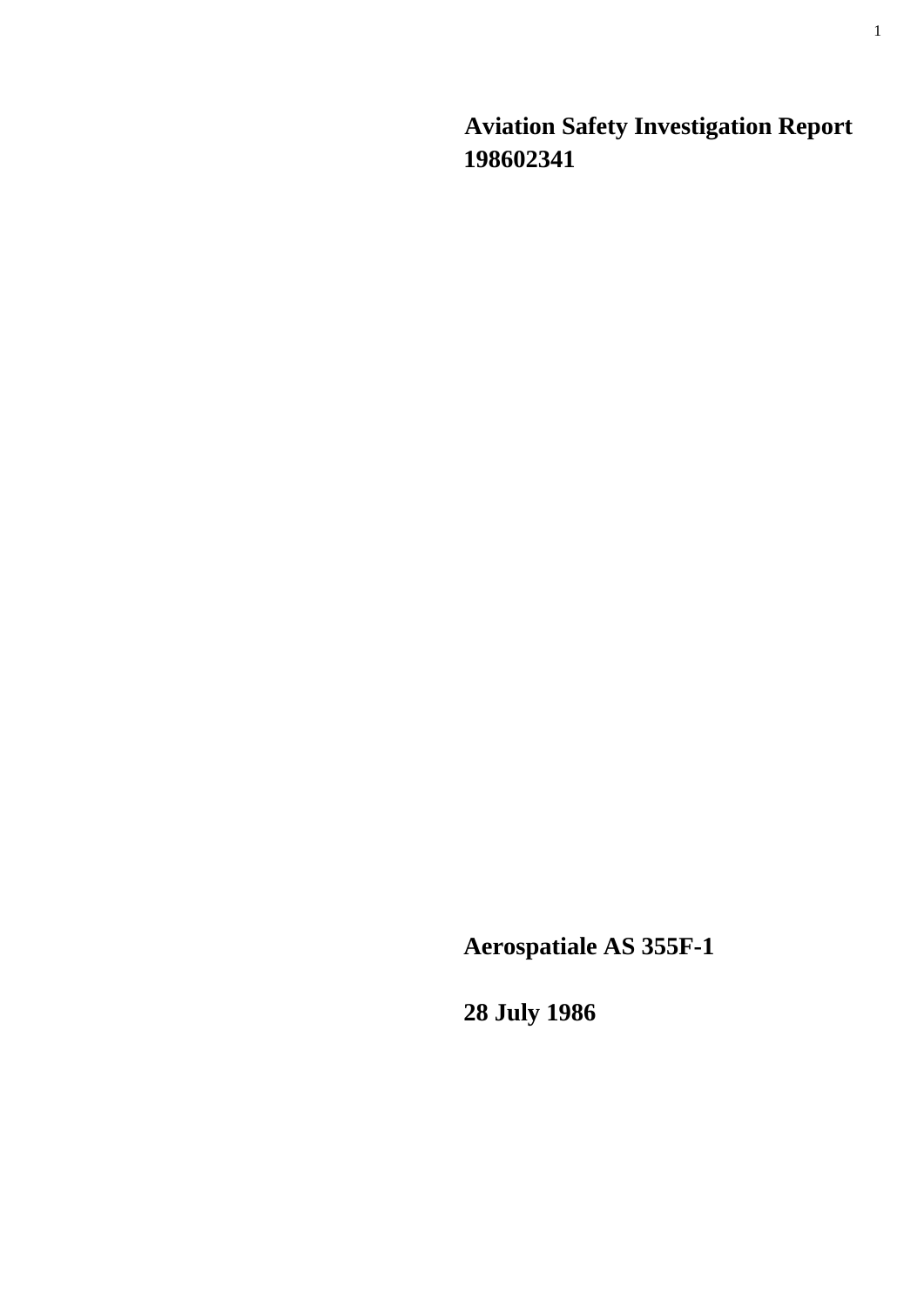# Aviation Safety Investigation Report 198602341

**Aerospatiale AS 355F-1**

**28 July 1986**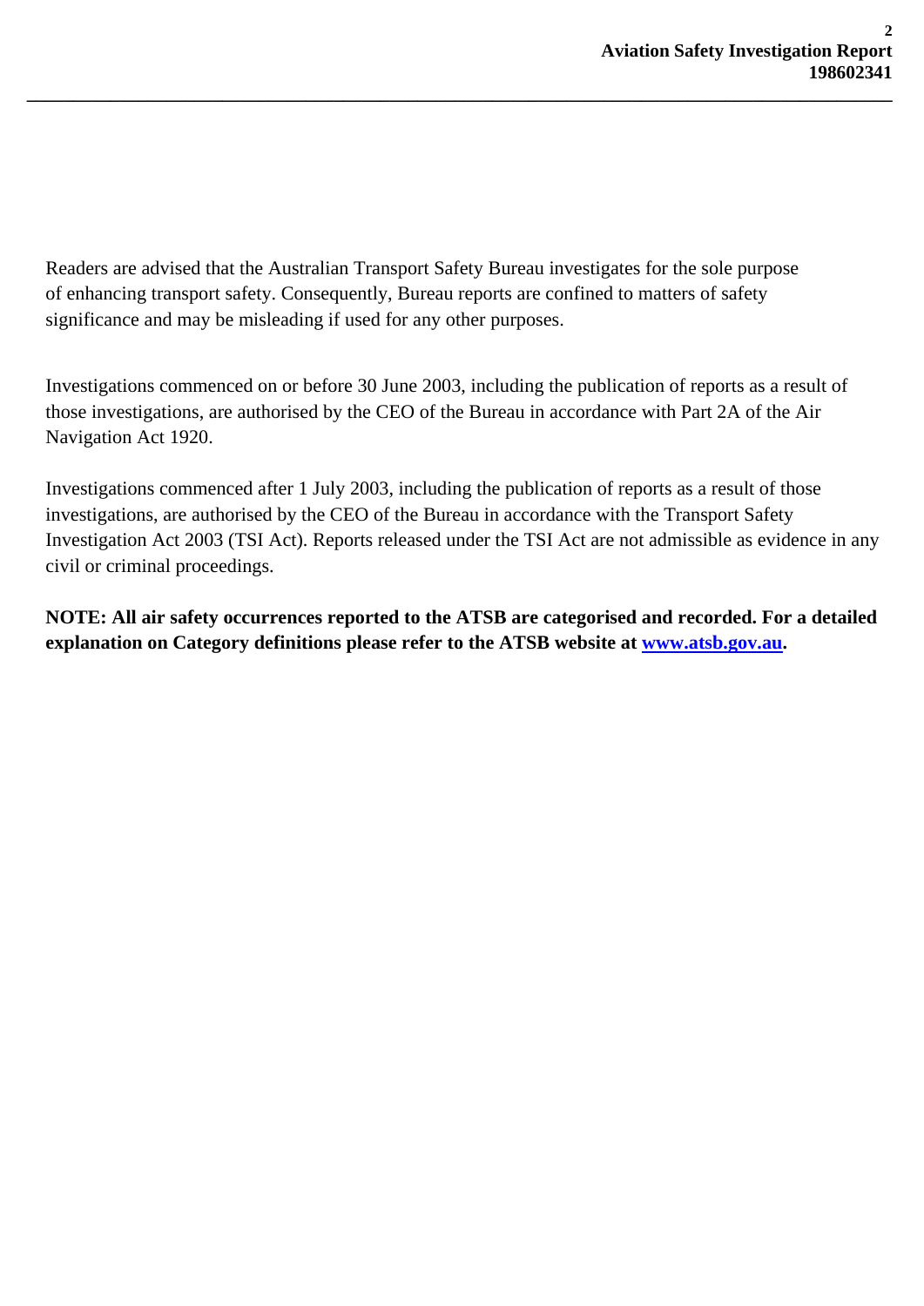Readers are advised that the Australian Transport Safety Bureau investigates for the sole purpose of enhancing transport safety. Consequently, Bureau reports are confined to matters of safety significance and may be misleading if used for any other purposes.

Investigations commenced on or before 30 June 2003, including the publication of reports as a result of those investigations, are authorised by the CEO of the Bureau in accordance with Part 2A of the Air Navigation Act 1920.

Investigations commenced after 1 July 2003, including the publication of reports as a result of those investigations, are authorised by the CEO of the Bureau in accordance with the Transport Safety Investigation Act 2003 (TSI Act). Reports released under the TSI Act are not admissible as evidence in any civil or criminal proceedings.

**NOTE: All air safety occurrences reported to the ATSB are categorised and recorded. For a detailed explanation on Category definitions please refer to the ATSB website at [www.atsb.gov.au](http://www.atsb.gov.au).**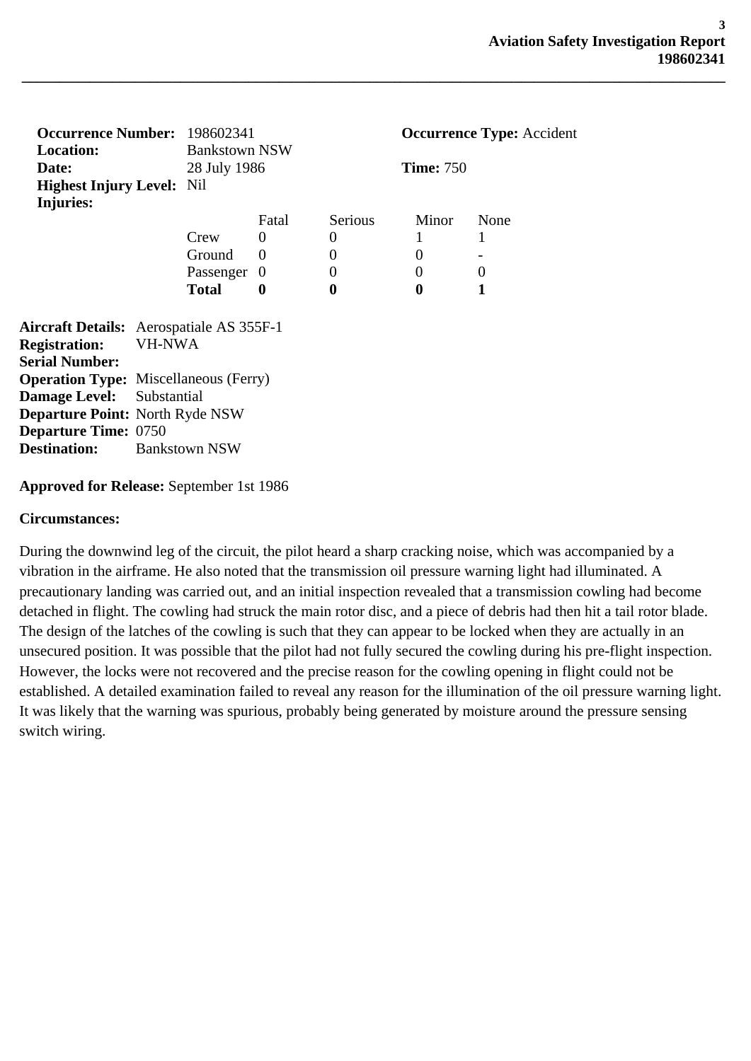**Occurrence Number:** 198602341 **Occurrence Type:** Accident
**Location:** Bankstown NSW
**Date:** 28 July 1986 **Time:** 750
**Highest Injury Level:** Nil
**Injuries:**

| | Fatal | Serious | Minor | None |
|---|---|---|---|---|
| Crew | 0 | 0 | 1 | 1 |
| Ground | 0 | 0 | 0 | - |
| Passenger | 0 | 0 | 0 | 0 |
| **Total** | **0** | **0** | **0** | **1** |

**Aircraft Details:** Aerospatiale AS 355F-1
**Registration:** VH-NWA
**Serial Number:**
**Operation Type:** Miscellaneous (Ferry)
**Damage Level:** Substantial
**Departure Point:** North Ryde NSW
**Departure Time:** 0750
**Destination:** Bankstown NSW

**Approved for Release:** September 1st 1986

**Circumstances:**

During the downwind leg of the circuit, the pilot heard a sharp cracking noise, which was accompanied by a vibration in the airframe. He also noted that the transmission oil pressure warning light had illuminated. A precautionary landing was carried out, and an initial inspection revealed that a transmission cowling had become detached in flight. The cowling had struck the main rotor disc, and a piece of debris had then hit a tail rotor blade. The design of the latches of the cowling is such that they can appear to be locked when they are actually in an unsecured position. It was possible that the pilot had not fully secured the cowling during his pre-flight inspection. However, the locks were not recovered and the precise reason for the cowling opening in flight could not be established. A detailed examination failed to reveal any reason for the illumination of the oil pressure warning light. It was likely that the warning was spurious, probably being generated by moisture around the pressure sensing switch wiring.